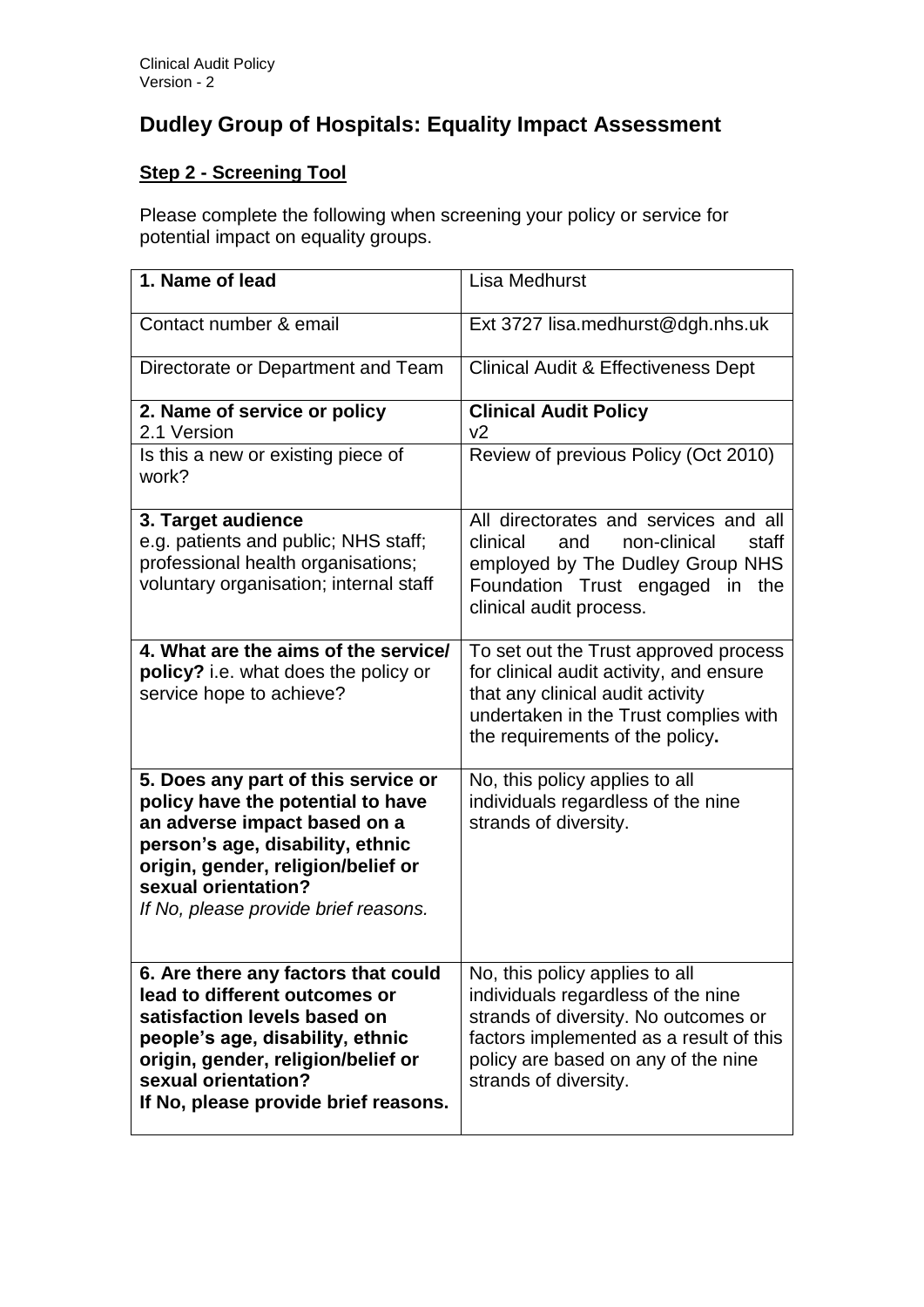# Dudley Group of Hospitals: Equality Impact Assessment

## **Step 2 - Screening Tool**

Please complete the following when screening your policy or service for potential impact on equality groups.

| **1. Name of lead** | Lisa Medhurst |
|---|---|
| Contact number & email | Ext 3727 lisa.medhurst@dgh.nhs.uk |
| Directorate or Department and Team | Clinical Audit & Effectiveness Dept |
| **2. Name of service or policy**<br>2.1 Version | **Clinical Audit Policy**<br>v2 |
| Is this a new or existing piece of work? | Review of previous Policy (Oct 2010) |
| **3. Target audience**<br>e.g. patients and public; NHS staff; professional health organisations; voluntary organisation; internal staff | All directorates and services and all clinical and non-clinical staff employed by The Dudley Group NHS Foundation Trust engaged in the clinical audit process. |
| **4. What are the aims of the service/ policy?** i.e. what does the policy or service hope to achieve? | To set out the Trust approved process for clinical audit activity, and ensure that any clinical audit activity undertaken in the Trust complies with the requirements of the policy**.** |
| **5. Does any part of this service or policy have the potential to have an adverse impact based on a person's age, disability, ethnic origin, gender, religion/belief or sexual orientation?**<br>*If No, please provide brief reasons.* | No, this policy applies to all individuals regardless of the nine strands of diversity. |
| **6. Are there any factors that could lead to different outcomes or satisfaction levels based on people's age, disability, ethnic origin, gender, religion/belief or sexual orientation?**<br>**If No, please provide brief reasons.** | No, this policy applies to all individuals regardless of the nine strands of diversity. No outcomes or factors implemented as a result of this policy are based on any of the nine strands of diversity. |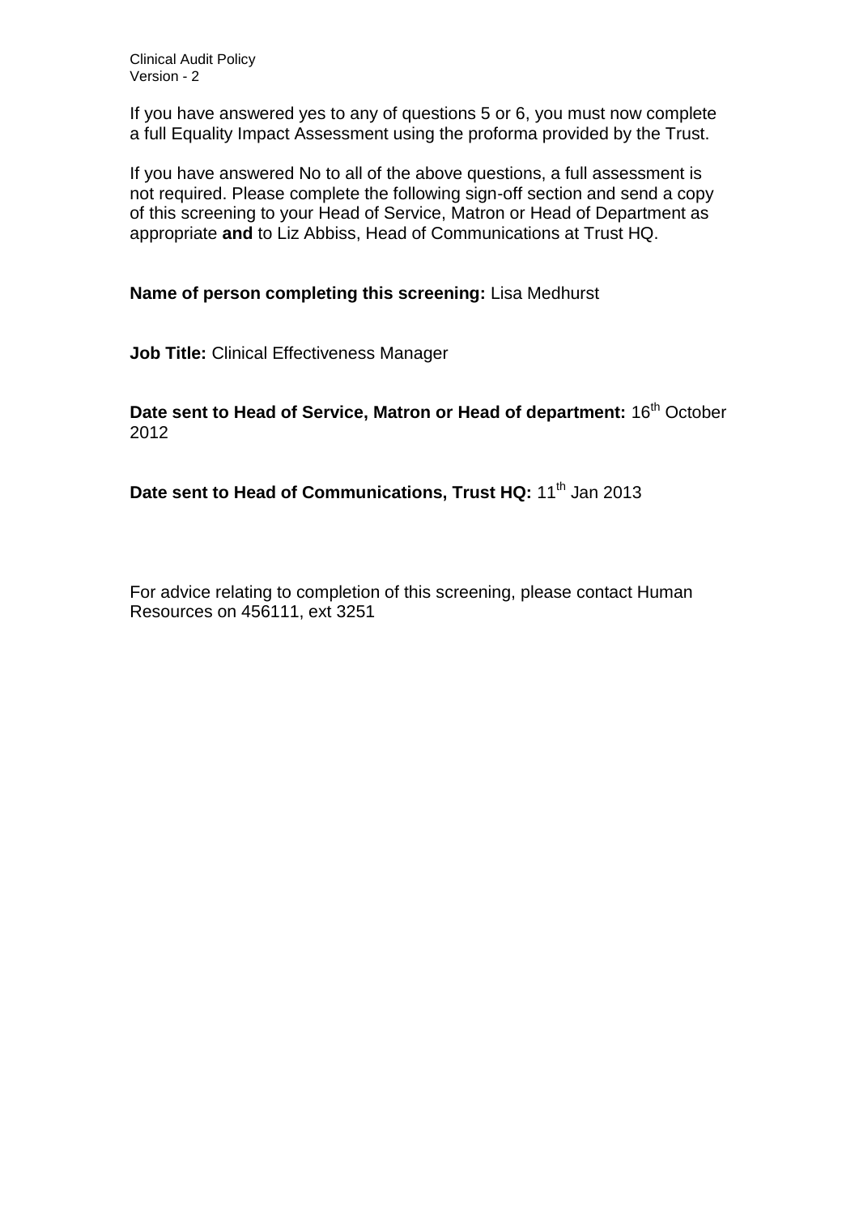If you have answered yes to any of questions 5 or 6, you must now complete a full Equality Impact Assessment using the proforma provided by the Trust.

If you have answered No to all of the above questions, a full assessment is not required. Please complete the following sign-off section and send a copy of this screening to your Head of Service, Matron or Head of Department as appropriate **and** to Liz Abbiss, Head of Communications at Trust HQ.

**Name of person completing this screening:** Lisa Medhurst

**Job Title:** Clinical Effectiveness Manager

**Date sent to Head of Service, Matron or Head of department:** 16th October 2012

**Date sent to Head of Communications, Trust HQ:** 11th Jan 2013

For advice relating to completion of this screening, please contact Human Resources on 456111, ext 3251